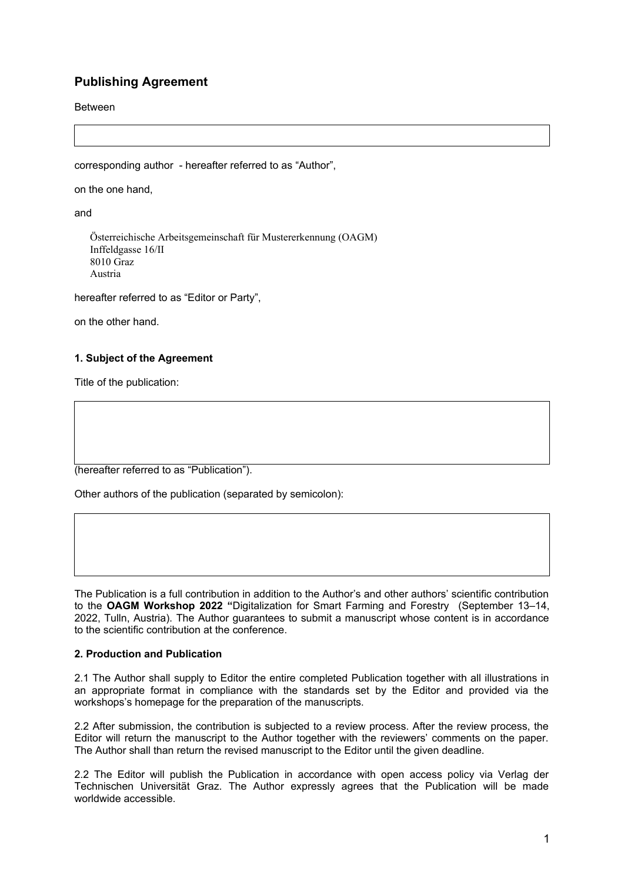# Publishing Agreement

Between

corresponding author - hereafter referred to as “Author”,

on the one hand,

and

Österreichische Arbeitsgemeinschaft für Mustererkennung (OAGM)
Inffeldgasse 16/II
8010 Graz
Austria

hereafter referred to as “Editor or Party”,

on the other hand.

### 1. Subject of the Agreement

Title of the publication:

(hereafter referred to as “Publication”).

Other authors of the publication (separated by semicolon):

The Publication is a full contribution in addition to the Author’s and other authors’ scientific contribution to the **OAGM Workshop 2022 “**Digitalization for Smart Farming and Forestry (September 13–14, 2022, Tulln, Austria). The Author guarantees to submit a manuscript whose content is in accordance to the scientific contribution at the conference.

### 2. Production and Publication

2.1 The Author shall supply to Editor the entire completed Publication together with all illustrations in an appropriate format in compliance with the standards set by the Editor and provided via the workshops’s homepage for the preparation of the manuscripts.

2.2 After submission, the contribution is subjected to a review process. After the review process, the Editor will return the manuscript to the Author together with the reviewers’ comments on the paper. The Author shall than return the revised manuscript to the Editor until the given deadline.

2.2 The Editor will publish the Publication in accordance with open access policy via Verlag der Technischen Universität Graz. The Author expressly agrees that the Publication will be made worldwide accessible.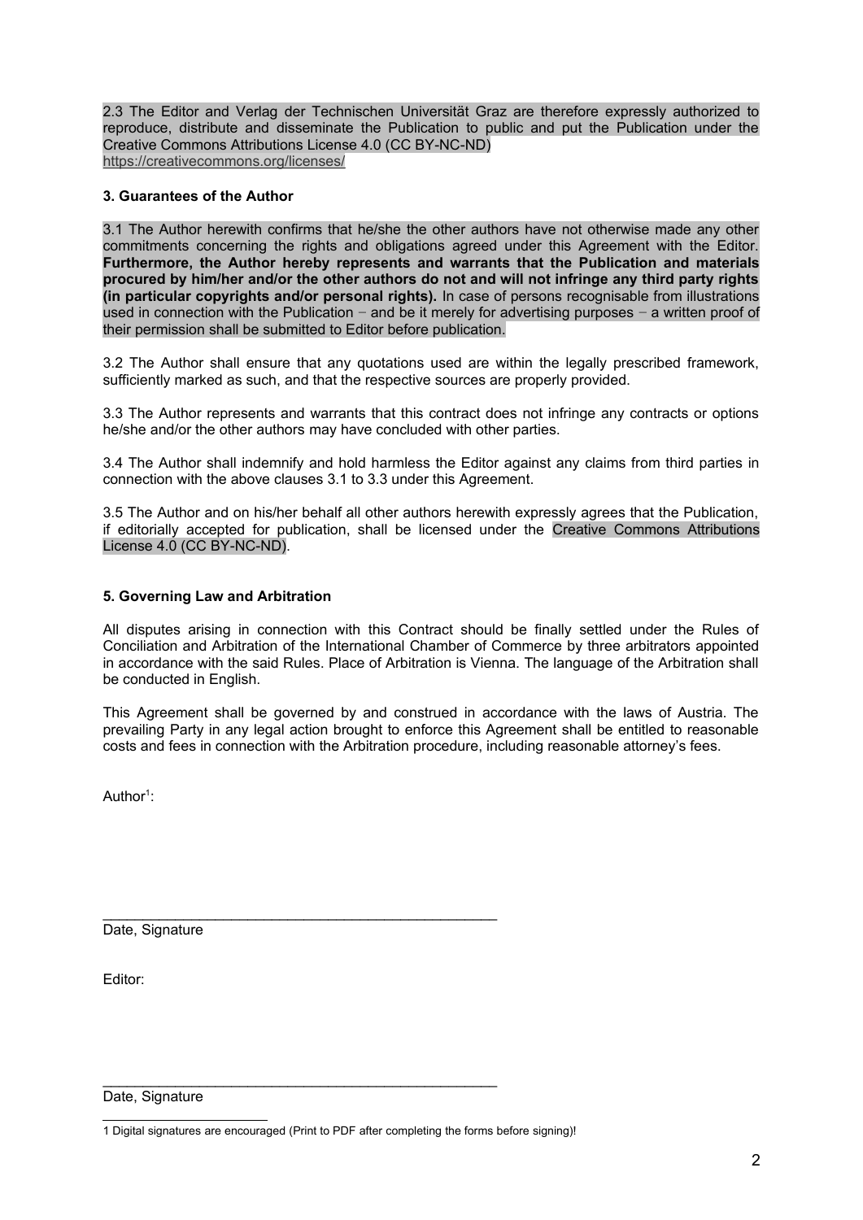2.3 The Editor and Verlag der Technischen Universität Graz are therefore expressly authorized to reproduce, distribute and disseminate the Publication to public and put the Publication under the Creative Commons Attributions License 4.0 (CC BY-NC-ND)
https://creativecommons.org/licenses/

**3. Guarantees of the Author**

3.1 The Author herewith confirms that he/she the other authors have not otherwise made any other commitments concerning the rights and obligations agreed under this Agreement with the Editor. **Furthermore, the Author hereby represents and warrants that the Publication and materials procured by him/her and/or the other authors do not and will not infringe any third party rights (in particular copyrights and/or personal rights).** In case of persons recognisable from illustrations used in connection with the Publication – and be it merely for advertising purposes – a written proof of their permission shall be submitted to Editor before publication.

3.2 The Author shall ensure that any quotations used are within the legally prescribed framework, sufficiently marked as such, and that the respective sources are properly provided.

3.3 The Author represents and warrants that this contract does not infringe any contracts or options he/she and/or the other authors may have concluded with other parties.

3.4 The Author shall indemnify and hold harmless the Editor against any claims from third parties in connection with the above clauses 3.1 to 3.3 under this Agreement.

3.5 The Author and on his/her behalf all other authors herewith expressly agrees that the Publication, if editorially accepted for publication, shall be licensed under the Creative Commons Attributions License 4.0 (CC BY-NC-ND).

**5. Governing Law and Arbitration**

All disputes arising in connection with this Contract should be finally settled under the Rules of Conciliation and Arbitration of the International Chamber of Commerce by three arbitrators appointed in accordance with the said Rules. Place of Arbitration is Vienna. The language of the Arbitration shall be conducted in English.

This Agreement shall be governed by and construed in accordance with the laws of Austria. The prevailing Party in any legal action brought to enforce this Agreement shall be entitled to reasonable costs and fees in connection with the Arbitration procedure, including reasonable attorney's fees.

Author[1]:

\_\_\_\_\_\_\_\_\_\_\_\_\_\_\_\_\_\_\_\_\_\_\_\_\_\_\_\_\_\_\_\_\_\_\_\_\_\_\_\_\_\_\_\_\_\_\_\_

Date, Signature

Editor:

\_\_\_\_\_\_\_\_\_\_\_\_\_\_\_\_\_\_\_\_\_\_\_\_\_\_\_\_\_\_\_\_\_\_\_\_\_\_\_\_\_\_\_\_\_\_\_\_

Date, Signature

[1] Digital signatures are encouraged (Print to PDF after completing the forms before signing)!